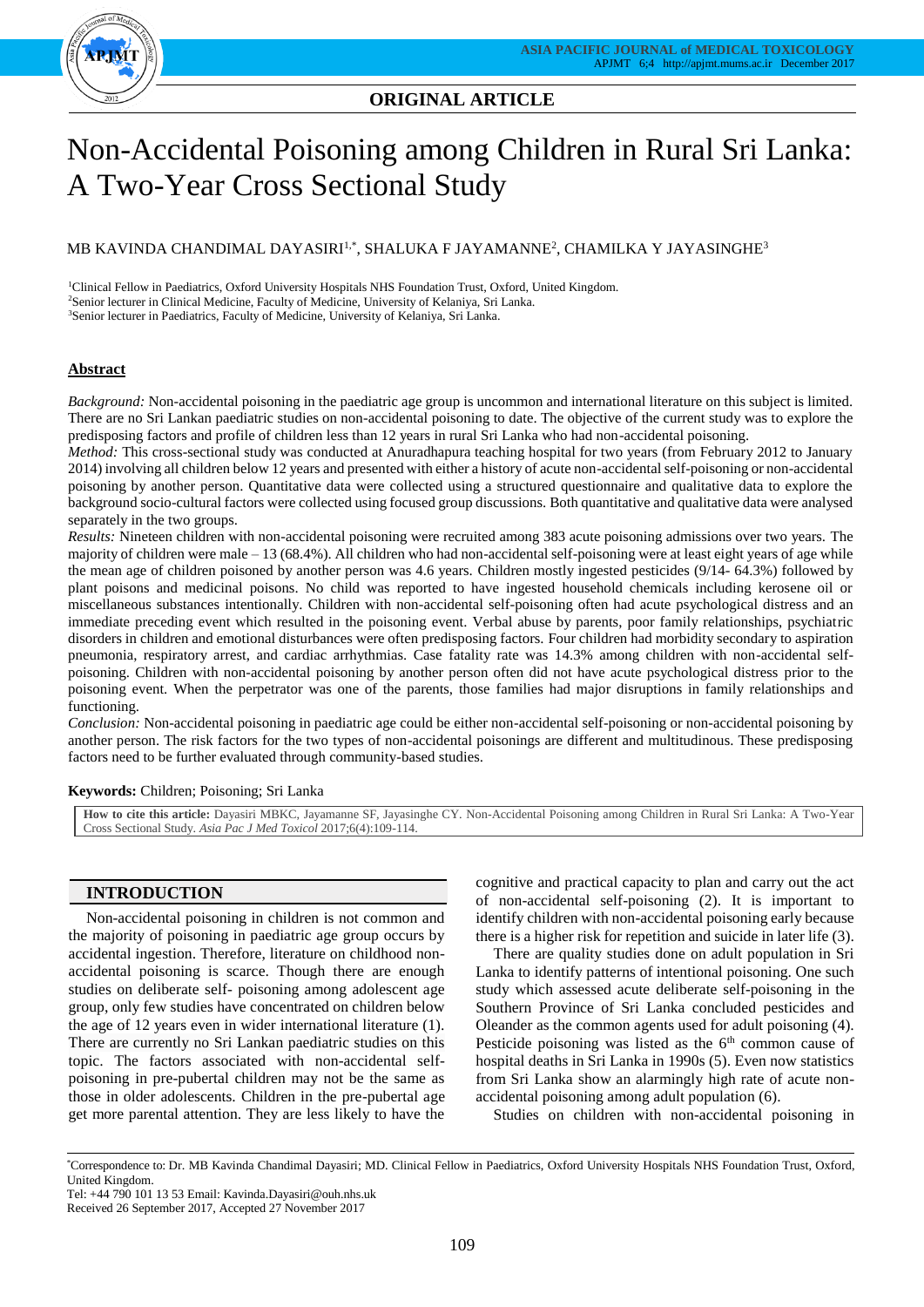**ORIGINAL ARTICLE**

# Non-Accidental Poisoning among Children in Rural Sri Lanka: A Two-Year Cross Sectional Study

MB KAVINDA CHANDIMAL DAYASIRI[1,*], SHALUKA F JAYAMANNE[2], CHAMILKA Y JAYASINGHE[3]

[1]Clinical Fellow in Paediatrics, Oxford University Hospitals NHS Foundation Trust, Oxford, United Kingdom.
[2]Senior lecturer in Clinical Medicine, Faculty of Medicine, University of Kelaniya, Sri Lanka.
[3]Senior lecturer in Paediatrics, Faculty of Medicine, University of Kelaniya, Sri Lanka.

## Abstract

*Background:* Non-accidental poisoning in the paediatric age group is uncommon and international literature on this subject is limited. There are no Sri Lankan paediatric studies on non-accidental poisoning to date. The objective of the current study was to explore the predisposing factors and profile of children less than 12 years in rural Sri Lanka who had non-accidental poisoning.

*Method:* This cross-sectional study was conducted at Anuradhapura teaching hospital for two years (from February 2012 to January 2014) involving all children below 12 years and presented with either a history of acute non-accidental self-poisoning or non-accidental poisoning by another person. Quantitative data were collected using a structured questionnaire and qualitative data to explore the background socio-cultural factors were collected using focused group discussions. Both quantitative and qualitative data were analysed separately in the two groups.

*Results:* Nineteen children with non-accidental poisoning were recruited among 383 acute poisoning admissions over two years. The majority of children were male – 13 (68.4%). All children who had non-accidental self-poisoning were at least eight years of age while the mean age of children poisoned by another person was 4.6 years. Children mostly ingested pesticides (9/14- 64.3%) followed by plant poisons and medicinal poisons. No child was reported to have ingested household chemicals including kerosene oil or miscellaneous substances intentionally. Children with non-accidental self-poisoning often had acute psychological distress and an immediate preceding event which resulted in the poisoning event. Verbal abuse by parents, poor family relationships, psychiatric disorders in children and emotional disturbances were often predisposing factors. Four children had morbidity secondary to aspiration pneumonia, respiratory arrest, and cardiac arrhythmias. Case fatality rate was 14.3% among children with non-accidental self-poisoning. Children with non-accidental poisoning by another person often did not have acute psychological distress prior to the poisoning event. When the perpetrator was one of the parents, those families had major disruptions in family relationships and functioning.

*Conclusion:* Non-accidental poisoning in paediatric age could be either non-accidental self-poisoning or non-accidental poisoning by another person. The risk factors for the two types of non-accidental poisonings are different and multitudinous. These predisposing factors need to be further evaluated through community-based studies.

**Keywords:** Children; Poisoning; Sri Lanka

**How to cite this article:** Dayasiri MBKC, Jayamanne SF, Jayasinghe CY. Non-Accidental Poisoning among Children in Rural Sri Lanka: A Two-Year Cross Sectional Study. *Asia Pac J Med Toxicol* 2017;6(4):109-114.

## INTRODUCTION

Non-accidental poisoning in children is not common and the majority of poisoning in paediatric age group occurs by accidental ingestion. Therefore, literature on childhood non-accidental poisoning is scarce. Though there are enough studies on deliberate self- poisoning among adolescent age group, only few studies have concentrated on children below the age of 12 years even in wider international literature (1). There are currently no Sri Lankan paediatric studies on this topic. The factors associated with non-accidental self-poisoning in pre-pubertal children may not be the same as those in older adolescents. Children in the pre-pubertal age get more parental attention. They are less likely to have the cognitive and practical capacity to plan and carry out the act of non-accidental self-poisoning (2). It is important to identify children with non-accidental poisoning early because there is a higher risk for repetition and suicide in later life (3).

There are quality studies done on adult population in Sri Lanka to identify patterns of intentional poisoning. One such study which assessed acute deliberate self-poisoning in the Southern Province of Sri Lanka concluded pesticides and Oleander as the common agents used for adult poisoning (4). Pesticide poisoning was listed as the 6th common cause of hospital deaths in Sri Lanka in 1990s (5). Even now statistics from Sri Lanka show an alarmingly high rate of acute non-accidental poisoning among adult population (6).

Studies on children with non-accidental poisoning in

---

*Correspondence to: Dr. MB Kavinda Chandimal Dayasiri; MD. Clinical Fellow in Paediatrics, Oxford University Hospitals NHS Foundation Trust, Oxford, United Kingdom.
Tel: +44 790 101 13 53 Email: Kavinda.Dayasiri@ouh.nhs.uk
Received 26 September 2017, Accepted 27 November 2017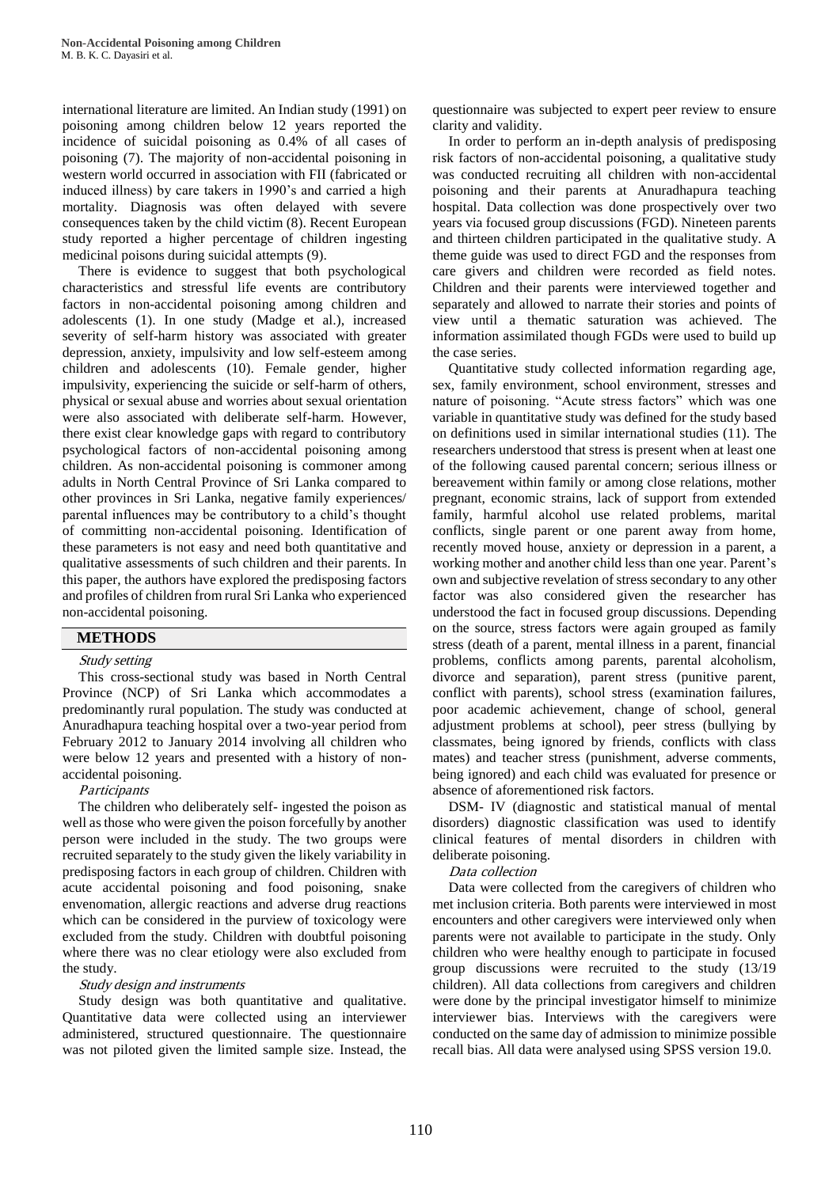international literature are limited. An Indian study (1991) on poisoning among children below 12 years reported the incidence of suicidal poisoning as 0.4% of all cases of poisoning (7). The majority of non-accidental poisoning in western world occurred in association with FII (fabricated or induced illness) by care takers in 1990's and carried a high mortality. Diagnosis was often delayed with severe consequences taken by the child victim (8). Recent European study reported a higher percentage of children ingesting medicinal poisons during suicidal attempts (9).

There is evidence to suggest that both psychological characteristics and stressful life events are contributory factors in non-accidental poisoning among children and adolescents (1). In one study (Madge et al.), increased severity of self-harm history was associated with greater depression, anxiety, impulsivity and low self-esteem among children and adolescents (10). Female gender, higher impulsivity, experiencing the suicide or self-harm of others, physical or sexual abuse and worries about sexual orientation were also associated with deliberate self-harm. However, there exist clear knowledge gaps with regard to contributory psychological factors of non-accidental poisoning among children. As non-accidental poisoning is commoner among adults in North Central Province of Sri Lanka compared to other provinces in Sri Lanka, negative family experiences/ parental influences may be contributory to a child's thought of committing non-accidental poisoning. Identification of these parameters is not easy and need both quantitative and qualitative assessments of such children and their parents. In this paper, the authors have explored the predisposing factors and profiles of children from rural Sri Lanka who experienced non-accidental poisoning.

## METHODS

*Study setting*

This cross-sectional study was based in North Central Province (NCP) of Sri Lanka which accommodates a predominantly rural population. The study was conducted at Anuradhapura teaching hospital over a two-year period from February 2012 to January 2014 involving all children who were below 12 years and presented with a history of non-accidental poisoning.

*Participants*

The children who deliberately self- ingested the poison as well as those who were given the poison forcefully by another person were included in the study. The two groups were recruited separately to the study given the likely variability in predisposing factors in each group of children. Children with acute accidental poisoning and food poisoning, snake envenomation, allergic reactions and adverse drug reactions which can be considered in the purview of toxicology were excluded from the study. Children with doubtful poisoning where there was no clear etiology were also excluded from the study.

*Study design and instruments*

Study design was both quantitative and qualitative. Quantitative data were collected using an interviewer administered, structured questionnaire. The questionnaire was not piloted given the limited sample size. Instead, the questionnaire was subjected to expert peer review to ensure clarity and validity.

In order to perform an in-depth analysis of predisposing risk factors of non-accidental poisoning, a qualitative study was conducted recruiting all children with non-accidental poisoning and their parents at Anuradhapura teaching hospital. Data collection was done prospectively over two years via focused group discussions (FGD). Nineteen parents and thirteen children participated in the qualitative study. A theme guide was used to direct FGD and the responses from care givers and children were recorded as field notes. Children and their parents were interviewed together and separately and allowed to narrate their stories and points of view until a thematic saturation was achieved. The information assimilated though FGDs were used to build up the case series.

Quantitative study collected information regarding age, sex, family environment, school environment, stresses and nature of poisoning. "Acute stress factors" which was one variable in quantitative study was defined for the study based on definitions used in similar international studies (11). The researchers understood that stress is present when at least one of the following caused parental concern; serious illness or bereavement within family or among close relations, mother pregnant, economic strains, lack of support from extended family, harmful alcohol use related problems, marital conflicts, single parent or one parent away from home, recently moved house, anxiety or depression in a parent, a working mother and another child less than one year. Parent's own and subjective revelation of stress secondary to any other factor was also considered given the researcher has understood the fact in focused group discussions. Depending on the source, stress factors were again grouped as family stress (death of a parent, mental illness in a parent, financial problems, conflicts among parents, parental alcoholism, divorce and separation), parent stress (punitive parent, conflict with parents), school stress (examination failures, poor academic achievement, change of school, general adjustment problems at school), peer stress (bullying by classmates, being ignored by friends, conflicts with class mates) and teacher stress (punishment, adverse comments, being ignored) and each child was evaluated for presence or absence of aforementioned risk factors.

DSM- IV (diagnostic and statistical manual of mental disorders) diagnostic classification was used to identify clinical features of mental disorders in children with deliberate poisoning.

*Data collection*

Data were collected from the caregivers of children who met inclusion criteria. Both parents were interviewed in most encounters and other caregivers were interviewed only when parents were not available to participate in the study. Only children who were healthy enough to participate in focused group discussions were recruited to the study (13/19 children). All data collections from caregivers and children were done by the principal investigator himself to minimize interviewer bias. Interviews with the caregivers were conducted on the same day of admission to minimize possible recall bias. All data were analysed using SPSS version 19.0.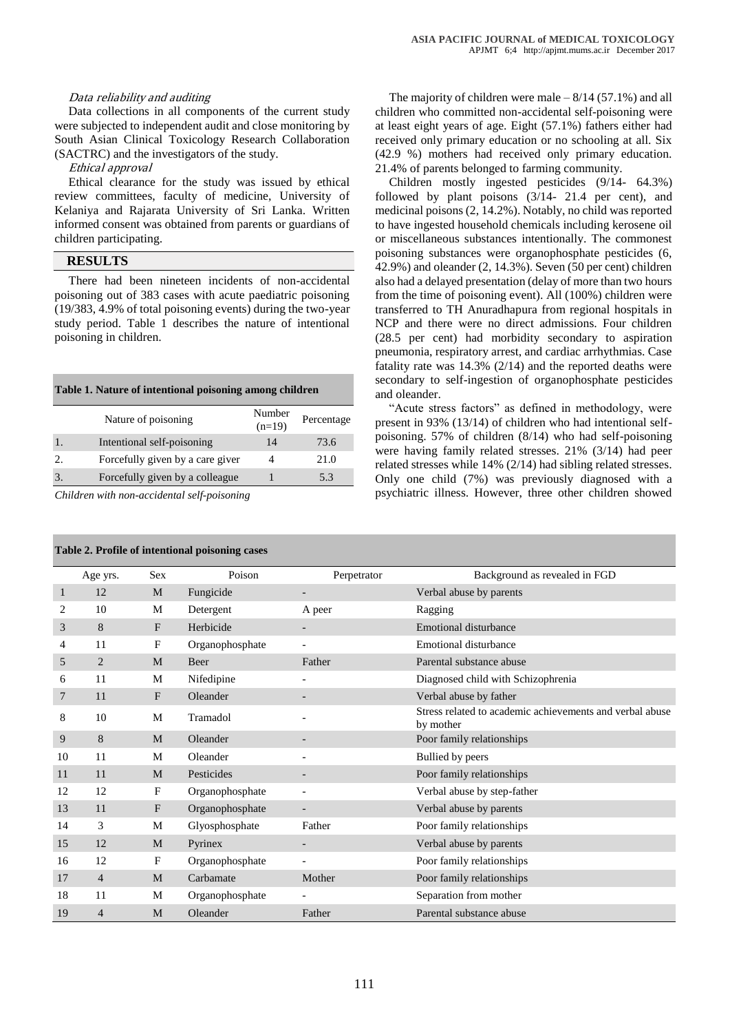*Data reliability and auditing*

Data collections in all components of the current study were subjected to independent audit and close monitoring by South Asian Clinical Toxicology Research Collaboration (SACTRC) and the investigators of the study.

*Ethical approval*

Ethical clearance for the study was issued by ethical review committees, faculty of medicine, University of Kelaniya and Rajarata University of Sri Lanka. Written informed consent was obtained from parents or guardians of children participating.

## RESULTS

There had been nineteen incidents of non-accidental poisoning out of 383 cases with acute paediatric poisoning (19/383, 4.9% of total poisoning events) during the two-year study period. Table 1 describes the nature of intentional poisoning in children.

**Table 1. Nature of intentional poisoning among children**

| | Nature of poisoning | Number (n=19) | Percentage |
|---|---|---|---|
| 1. | Intentional self-poisoning | 14 | 73.6 |
| 2. | Forcefully given by a care giver | 4 | 21.0 |
| 3. | Forcefully given by a colleague | 1 | 5.3 |

*Children with non-accidental self-poisoning*

The majority of children were male – 8/14 (57.1%) and all children who committed non-accidental self-poisoning were at least eight years of age. Eight (57.1%) fathers either had received only primary education or no schooling at all. Six (42.9 %) mothers had received only primary education. 21.4% of parents belonged to farming community.

Children mostly ingested pesticides (9/14- 64.3%) followed by plant poisons (3/14- 21.4 per cent), and medicinal poisons (2, 14.2%). Notably, no child was reported to have ingested household chemicals including kerosene oil or miscellaneous substances intentionally. The commonest poisoning substances were organophosphate pesticides (6, 42.9%) and oleander (2, 14.3%). Seven (50 per cent) children also had a delayed presentation (delay of more than two hours from the time of poisoning event). All (100%) children were transferred to TH Anuradhapura from regional hospitals in NCP and there were no direct admissions. Four children (28.5 per cent) had morbidity secondary to aspiration pneumonia, respiratory arrest, and cardiac arrhythmias. Case fatality rate was 14.3% (2/14) and the reported deaths were secondary to self-ingestion of organophosphate pesticides and oleander.

"Acute stress factors" as defined in methodology, were present in 93% (13/14) of children who had intentional self-poisoning. 57% of children (8/14) who had self-poisoning were having family related stresses. 21% (3/14) had peer related stresses while 14% (2/14) had sibling related stresses. Only one child (7%) was previously diagnosed with a psychiatric illness. However, three other children showed

**Table 2. Profile of intentional poisoning cases**

| | Age yrs. | Sex | Poison | Perpetrator | Background as revealed in FGD |
|---|---|---|---|---|---|
| 1 | 12 | M | Fungicide | - | Verbal abuse by parents |
| 2 | 10 | M | Detergent | A peer | Ragging |
| 3 | 8 | F | Herbicide | - | Emotional disturbance |
| 4 | 11 | F | Organophosphate | - | Emotional disturbance |
| 5 | 2 | M | Beer | Father | Parental substance abuse |
| 6 | 11 | M | Nifedipine | - | Diagnosed child with Schizophrenia |
| 7 | 11 | F | Oleander | - | Verbal abuse by father |
| 8 | 10 | M | Tramadol | - | Stress related to academic achievements and verbal abuse by mother |
| 9 | 8 | M | Oleander | - | Poor family relationships |
| 10 | 11 | M | Oleander | - | Bullied by peers |
| 11 | 11 | M | Pesticides | - | Poor family relationships |
| 12 | 12 | F | Organophosphate | - | Verbal abuse by step-father |
| 13 | 11 | F | Organophosphate | - | Verbal abuse by parents |
| 14 | 3 | M | Glyosphosphate | Father | Poor family relationships |
| 15 | 12 | M | Pyrinex | - | Verbal abuse by parents |
| 16 | 12 | F | Organophosphate | - | Poor family relationships |
| 17 | 4 | M | Carbamate | Mother | Poor family relationships |
| 18 | 11 | M | Organophosphate | - | Separation from mother |
| 19 | 4 | M | Oleander | Father | Parental substance abuse |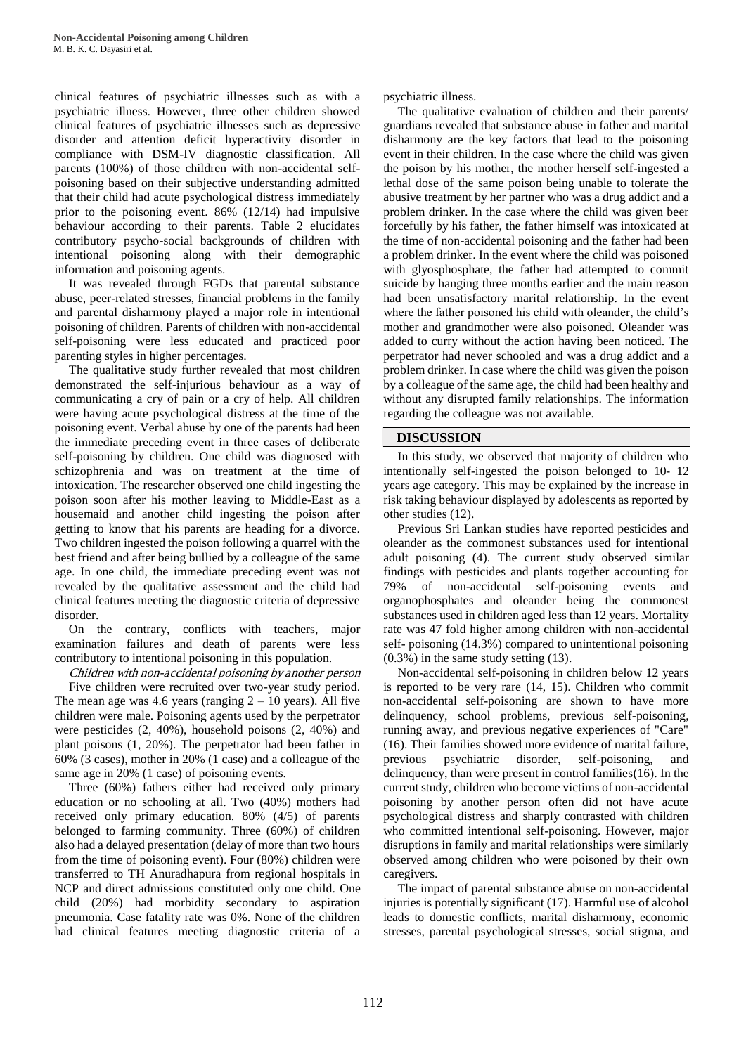clinical features of psychiatric illnesses such as with a psychiatric illness. However, three other children showed clinical features of psychiatric illnesses such as depressive disorder and attention deficit hyperactivity disorder in compliance with DSM-IV diagnostic classification. All parents (100%) of those children with non-accidental self-poisoning based on their subjective understanding admitted that their child had acute psychological distress immediately prior to the poisoning event. 86% (12/14) had impulsive behaviour according to their parents. Table 2 elucidates contributory psycho-social backgrounds of children with intentional poisoning along with their demographic information and poisoning agents.

It was revealed through FGDs that parental substance abuse, peer-related stresses, financial problems in the family and parental disharmony played a major role in intentional poisoning of children. Parents of children with non-accidental self-poisoning were less educated and practiced poor parenting styles in higher percentages.

The qualitative study further revealed that most children demonstrated the self-injurious behaviour as a way of communicating a cry of pain or a cry of help. All children were having acute psychological distress at the time of the poisoning event. Verbal abuse by one of the parents had been the immediate preceding event in three cases of deliberate self-poisoning by children. One child was diagnosed with schizophrenia and was on treatment at the time of intoxication. The researcher observed one child ingesting the poison soon after his mother leaving to Middle-East as a housemaid and another child ingesting the poison after getting to know that his parents are heading for a divorce. Two children ingested the poison following a quarrel with the best friend and after being bullied by a colleague of the same age. In one child, the immediate preceding event was not revealed by the qualitative assessment and the child had clinical features meeting the diagnostic criteria of depressive disorder.

On the contrary, conflicts with teachers, major examination failures and death of parents were less contributory to intentional poisoning in this population.

*Children with non-accidental poisoning by another person*

Five children were recruited over two-year study period. The mean age was 4.6 years (ranging 2 – 10 years). All five children were male. Poisoning agents used by the perpetrator were pesticides (2, 40%), household poisons (2, 40%) and plant poisons (1, 20%). The perpetrator had been father in 60% (3 cases), mother in 20% (1 case) and a colleague of the same age in 20% (1 case) of poisoning events.

Three (60%) fathers either had received only primary education or no schooling at all. Two (40%) mothers had received only primary education. 80% (4/5) of parents belonged to farming community. Three (60%) of children also had a delayed presentation (delay of more than two hours from the time of poisoning event). Four (80%) children were transferred to TH Anuradhapura from regional hospitals in NCP and direct admissions constituted only one child. One child (20%) had morbidity secondary to aspiration pneumonia. Case fatality rate was 0%. None of the children had clinical features meeting diagnostic criteria of a psychiatric illness.

The qualitative evaluation of children and their parents/ guardians revealed that substance abuse in father and marital disharmony are the key factors that lead to the poisoning event in their children. In the case where the child was given the poison by his mother, the mother herself self-ingested a lethal dose of the same poison being unable to tolerate the abusive treatment by her partner who was a drug addict and a problem drinker. In the case where the child was given beer forcefully by his father, the father himself was intoxicated at the time of non-accidental poisoning and the father had been a problem drinker. In the event where the child was poisoned with glyosphosphate, the father had attempted to commit suicide by hanging three months earlier and the main reason had been unsatisfactory marital relationship. In the event where the father poisoned his child with oleander, the child's mother and grandmother were also poisoned. Oleander was added to curry without the action having been noticed. The perpetrator had never schooled and was a drug addict and a problem drinker. In case where the child was given the poison by a colleague of the same age, the child had been healthy and without any disrupted family relationships. The information regarding the colleague was not available.

## DISCUSSION

In this study, we observed that majority of children who intentionally self-ingested the poison belonged to 10- 12 years age category. This may be explained by the increase in risk taking behaviour displayed by adolescents as reported by other studies (12).

Previous Sri Lankan studies have reported pesticides and oleander as the commonest substances used for intentional adult poisoning (4). The current study observed similar findings with pesticides and plants together accounting for 79% of non-accidental self-poisoning events and organophosphates and oleander being the commonest substances used in children aged less than 12 years. Mortality rate was 47 fold higher among children with non-accidental self- poisoning (14.3%) compared to unintentional poisoning (0.3%) in the same study setting (13).

Non-accidental self-poisoning in children below 12 years is reported to be very rare (14, 15). Children who commit non-accidental self-poisoning are shown to have more delinquency, school problems, previous self-poisoning, running away, and previous negative experiences of "Care" (16). Their families showed more evidence of marital failure, previous psychiatric disorder, self-poisoning, and delinquency, than were present in control families(16). In the current study, children who become victims of non-accidental poisoning by another person often did not have acute psychological distress and sharply contrasted with children who committed intentional self-poisoning. However, major disruptions in family and marital relationships were similarly observed among children who were poisoned by their own caregivers.

The impact of parental substance abuse on non-accidental injuries is potentially significant (17). Harmful use of alcohol leads to domestic conflicts, marital disharmony, economic stresses, parental psychological stresses, social stigma, and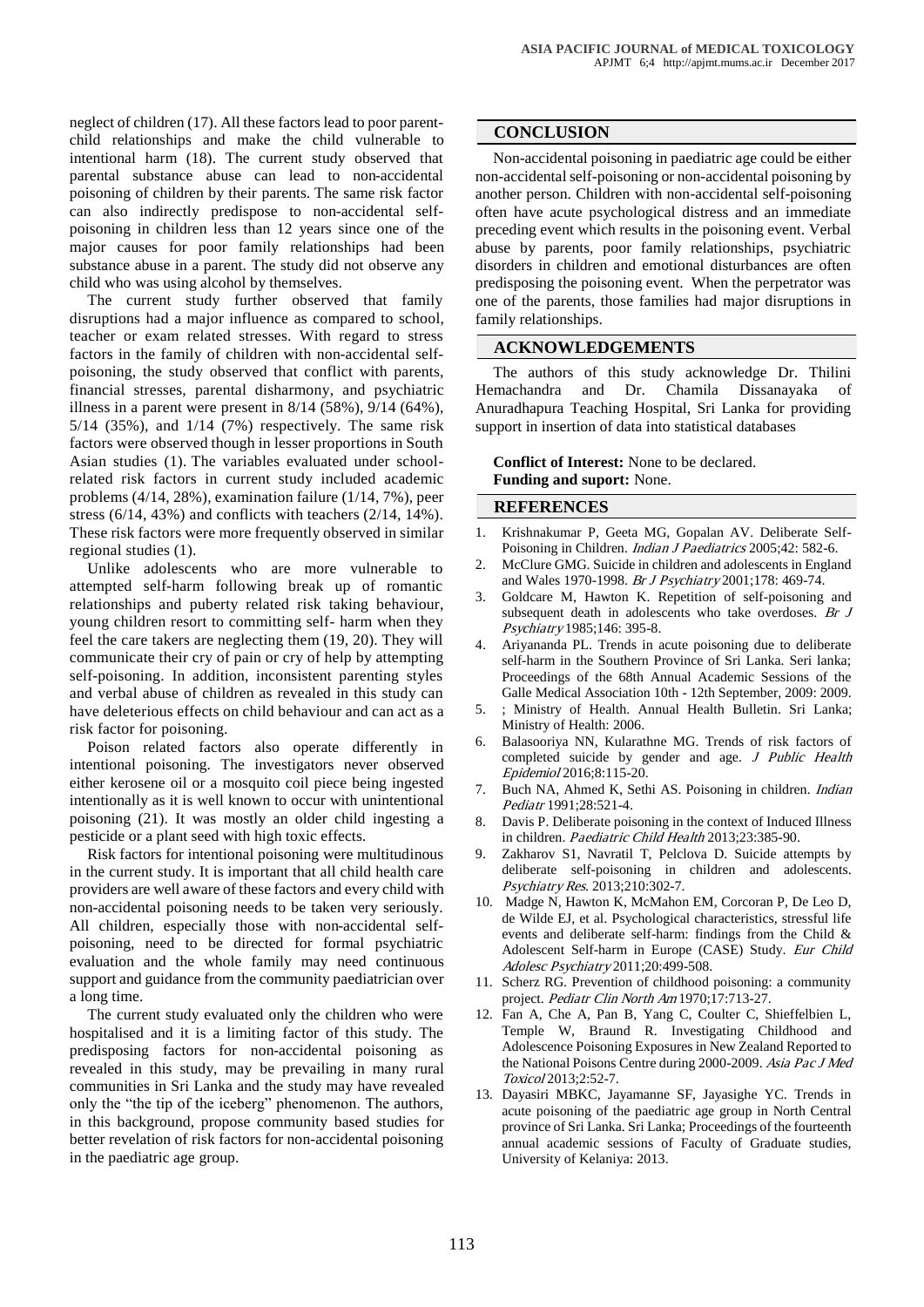neglect of children (17). All these factors lead to poor parent-child relationships and make the child vulnerable to intentional harm (18). The current study observed that parental substance abuse can lead to non-accidental poisoning of children by their parents. The same risk factor can also indirectly predispose to non-accidental self-poisoning in children less than 12 years since one of the major causes for poor family relationships had been substance abuse in a parent. The study did not observe any child who was using alcohol by themselves.

The current study further observed that family disruptions had a major influence as compared to school, teacher or exam related stresses. With regard to stress factors in the family of children with non-accidental self-poisoning, the study observed that conflict with parents, financial stresses, parental disharmony, and psychiatric illness in a parent were present in 8/14 (58%), 9/14 (64%), 5/14 (35%), and 1/14 (7%) respectively. The same risk factors were observed though in lesser proportions in South Asian studies (1). The variables evaluated under school-related risk factors in current study included academic problems (4/14, 28%), examination failure (1/14, 7%), peer stress (6/14, 43%) and conflicts with teachers (2/14, 14%). These risk factors were more frequently observed in similar regional studies (1).

Unlike adolescents who are more vulnerable to attempted self-harm following break up of romantic relationships and puberty related risk taking behaviour, young children resort to committing self- harm when they feel the care takers are neglecting them (19, 20). They will communicate their cry of pain or cry of help by attempting self-poisoning. In addition, inconsistent parenting styles and verbal abuse of children as revealed in this study can have deleterious effects on child behaviour and can act as a risk factor for poisoning.

Poison related factors also operate differently in intentional poisoning. The investigators never observed either kerosene oil or a mosquito coil piece being ingested intentionally as it is well known to occur with unintentional poisoning (21). It was mostly an older child ingesting a pesticide or a plant seed with high toxic effects.

Risk factors for intentional poisoning were multitudinous in the current study. It is important that all child health care providers are well aware of these factors and every child with non-accidental poisoning needs to be taken very seriously. All children, especially those with non-accidental self-poisoning, need to be directed for formal psychiatric evaluation and the whole family may need continuous support and guidance from the community paediatrician over a long time.

The current study evaluated only the children who were hospitalised and it is a limiting factor of this study. The predisposing factors for non-accidental poisoning as revealed in this study, may be prevailing in many rural communities in Sri Lanka and the study may have revealed only the "the tip of the iceberg" phenomenon. The authors, in this background, propose community based studies for better revelation of risk factors for non-accidental poisoning in the paediatric age group.

## CONCLUSION

Non-accidental poisoning in paediatric age could be either non-accidental self-poisoning or non-accidental poisoning by another person. Children with non-accidental self-poisoning often have acute psychological distress and an immediate preceding event which results in the poisoning event. Verbal abuse by parents, poor family relationships, psychiatric disorders in children and emotional disturbances are often predisposing the poisoning event. When the perpetrator was one of the parents, those families had major disruptions in family relationships.

## ACKNOWLEDGEMENTS

The authors of this study acknowledge Dr. Thilini Hemachandra and Dr. Chamila Dissanayaka of Anuradhapura Teaching Hospital, Sri Lanka for providing support in insertion of data into statistical databases

**Conflict of Interest:** None to be declared.
**Funding and suport:** None.

## REFERENCES

1. Krishnakumar P, Geeta MG, Gopalan AV. Deliberate Self-Poisoning in Children. *Indian J Paediatrics* 2005;42: 582-6.
2. McClure GMG. Suicide in children and adolescents in England and Wales 1970-1998. *Br J Psychiatry* 2001;178: 469-74.
3. Goldcare M, Hawton K. Repetition of self-poisoning and subsequent death in adolescents who take overdoses. *Br J Psychiatry* 1985;146: 395-8.
4. Ariyananda PL. Trends in acute poisoning due to deliberate self-harm in the Southern Province of Sri Lanka. Seri lanka; Proceedings of the 68th Annual Academic Sessions of the Galle Medical Association 10th - 12th September, 2009: 2009.
5. ; Ministry of Health. Annual Health Bulletin. Sri Lanka; Ministry of Health: 2006.
6. Balasooriya NN, Kularathne MG. Trends of risk factors of completed suicide by gender and age. *J Public Health Epidemiol* 2016;8:115-20.
7. Buch NA, Ahmed K, Sethi AS. Poisoning in children. *Indian Pediatr* 1991;28:521-4.
8. Davis P. Deliberate poisoning in the context of Induced Illness in children. *Paediatric Child Health* 2013;23:385-90.
9. Zakharov S1, Navratil T, Pelclova D. Suicide attempts by deliberate self-poisoning in children and adolescents. *Psychiatry Res.* 2013;210:302-7.
10. Madge N, Hawton K, McMahon EM, Corcoran P, De Leo D, de Wilde EJ, et al. Psychological characteristics, stressful life events and deliberate self-harm: findings from the Child & Adolescent Self-harm in Europe (CASE) Study. *Eur Child Adolesc Psychiatry* 2011;20:499-508.
11. Scherz RG. Prevention of childhood poisoning: a community project. *Pediatr Clin North Am* 1970;17:713-27.
12. Fan A, Che A, Pan B, Yang C, Coulter C, Shieffelbien L, Temple W, Braund R. Investigating Childhood and Adolescence Poisoning Exposures in New Zealand Reported to the National Poisons Centre during 2000-2009. *Asia Pac J Med Toxicol* 2013;2:52-7.
13. Dayasiri MBKC, Jayamanne SF, Jayasighe YC. Trends in acute poisoning of the paediatric age group in North Central province of Sri Lanka. Sri Lanka; Proceedings of the fourteenth annual academic sessions of Faculty of Graduate studies, University of Kelaniya: 2013.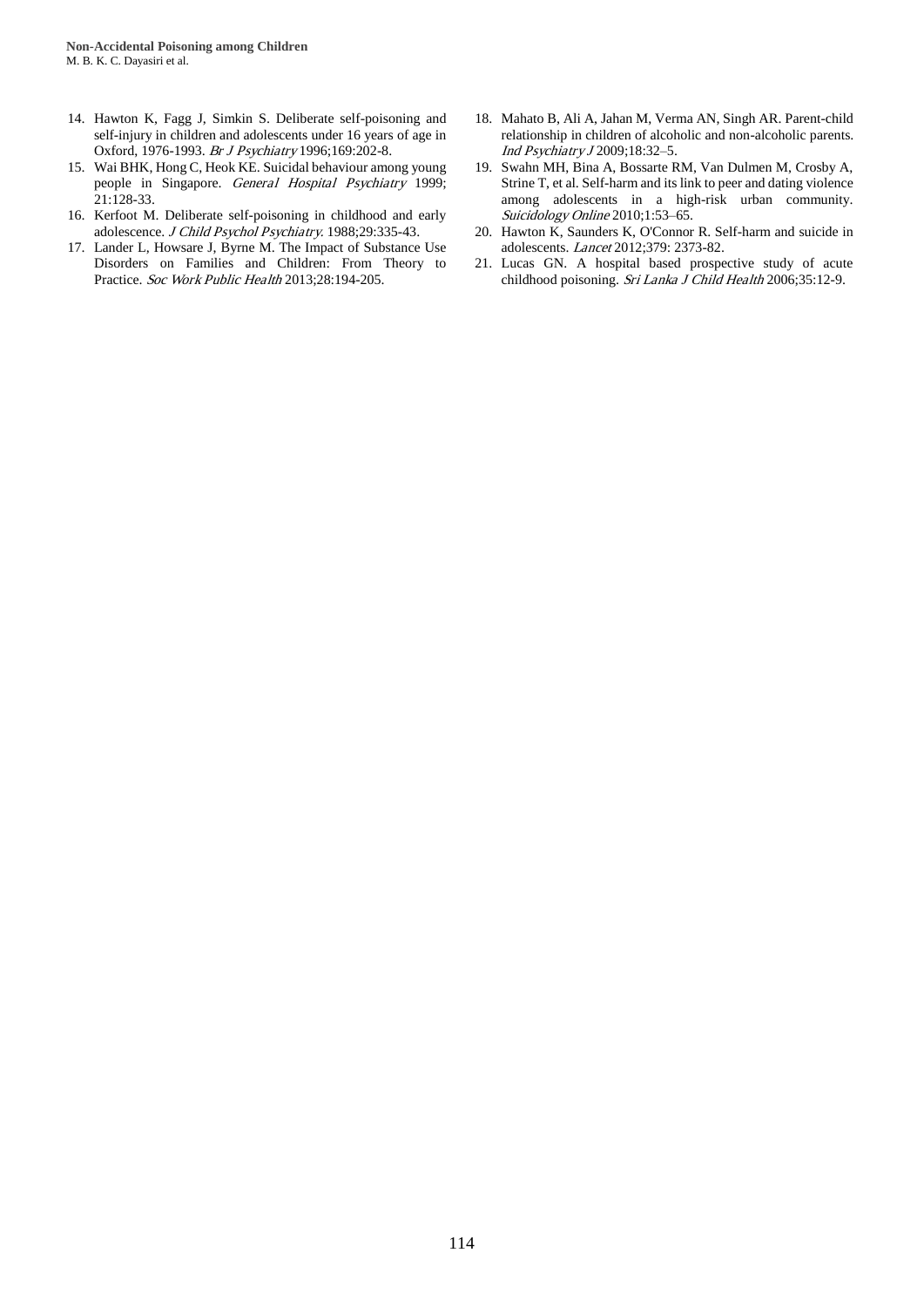14. Hawton K, Fagg J, Simkin S. Deliberate self-poisoning and self-injury in children and adolescents under 16 years of age in Oxford, 1976-1993. *Br J Psychiatry* 1996;169:202-8.
15. Wai BHK, Hong C, Heok KE. Suicidal behaviour among young people in Singapore. *General Hospital Psychiatry* 1999; 21:128-33.
16. Kerfoot M. Deliberate self-poisoning in childhood and early adolescence. *J Child Psychol Psychiatry.* 1988;29:335-43.
17. Lander L, Howsare J, Byrne M. The Impact of Substance Use Disorders on Families and Children: From Theory to Practice. *Soc Work Public Health* 2013;28:194-205.
18. Mahato B, Ali A, Jahan M, Verma AN, Singh AR. Parent-child relationship in children of alcoholic and non-alcoholic parents. *Ind Psychiatry J* 2009;18:32–5.
19. Swahn MH, Bina A, Bossarte RM, Van Dulmen M, Crosby A, Strine T, et al. Self-harm and its link to peer and dating violence among adolescents in a high-risk urban community. *Suicidology Online* 2010;1:53–65.
20. Hawton K, Saunders K, O'Connor R. Self-harm and suicide in adolescents. *Lancet* 2012;379: 2373-82.
21. Lucas GN. A hospital based prospective study of acute childhood poisoning. *Sri Lanka J Child Health* 2006;35:12-9.